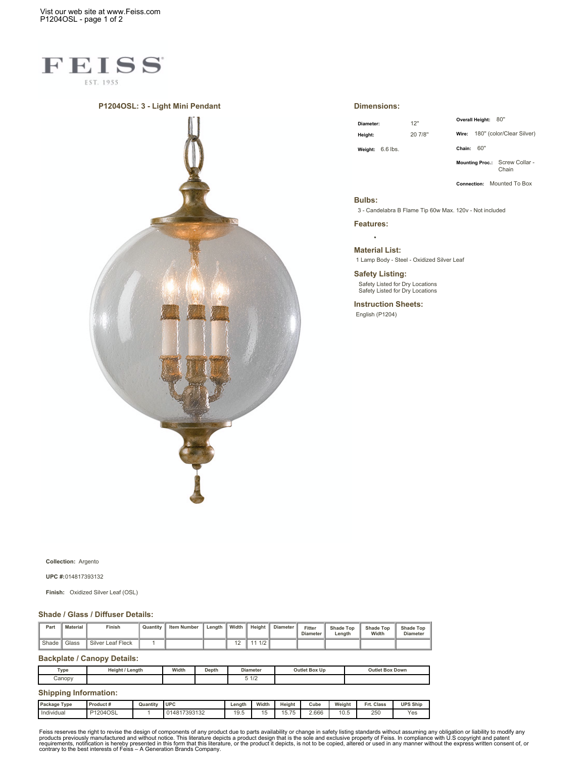FEISS

EST. 1955

## P1204OSL: 3 - Light Mini Pendant

## Dimensions:

**Diameter:** 12"

**Height:** 20 7/8"

**Weight:** 6.6 lbs.

**Overall Height:** 80"

**Wire:** 180" (color/Clear Silver)

**Chain:** 60"

**Mounting Proc.:** Screw Collar - Chain

**Connection:** Mounted To Box

## Bulbs:

3 - Candelabra B Flame Tip 60w Max. 120v - Not included

## Features:

- 

## Material List:

1 Lamp Body - Steel - Oxidized Silver Leaf

## Safety Listing:

Safety Listed for Dry Locations
Safety Listed for Dry Locations

## Instruction Sheets:

English (P1204)

**Collection:** Argento

**UPC #:** 014817393132

**Finish:** Oxidized Silver Leaf (OSL)

## Shade / Glass / Diffuser Details:

| Part | Material | Finish | Quantity | Item Number | Length | Width | Height | Diameter | Fitter Diameter | Shade Top Length | Shade Top Width | Shade Top Diameter |
|---|---|---|---|---|---|---|---|---|---|---|---|---|
| Shade | Glass | Silver Leaf Fleck | 1 | | | 12 | 11 1/2 | | | | | |

## Backplate / Canopy Details:

| Type | Height / Length | Width | Depth | Diameter | Outlet Box Up | Outlet Box Down |
|---|---|---|---|---|---|---|
| Canopy | | | | 5 1/2 | | |

## Shipping Information:

| Package Type | Product # | Quantity | UPC | Length | Width | Height | Cube | Weight | Frt. Class | UPS Ship |
|---|---|---|---|---|---|---|---|---|---|---|
| Individual | P1204OSL | 1 | 014817393132 | 19.5 | 15 | 15.75 | 2.666 | 10.5 | 250 | Yes |

Feiss reserves the right to revise the design of components of any product due to parts availability or change in safety listing standards without assuming any obligation or liability to modify any products previously manufactured and without notice. This literature depicts a product design that is the sole and exclusive property of Feiss. In compliance with U.S copyright and patent requirements, notification is hereby presented in this form that this literature, or the product it depicts, is not to be copied, altered or used in any manner without the express written consent of, or contrary to the best interests of Feiss – A Generation Brands Company.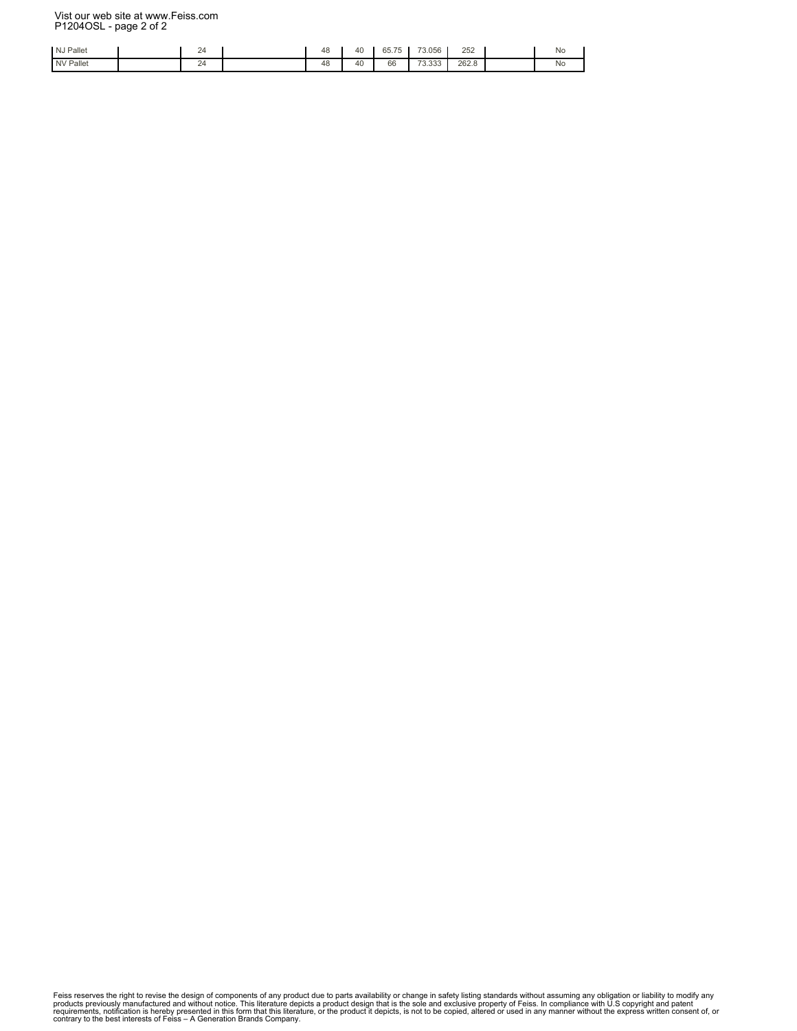| | | | | | | | | | | |
|---|---|---|---|---|---|---|---|---|---|---|
| NJ Pallet | | 24 | | 48 | 40 | 65.75 | 73.056 | 252 | | No |
| NV Pallet | | 24 | | 48 | 40 | 66 | 73.333 | 262.8 | | No |

Feiss reserves the right to revise the design of components of any product due to parts availability or change in safety listing standards without assuming any obligation or liability to modify any products previously manufactured and without notice. This literature depicts a product design that is the sole and exclusive property of Feiss. In compliance with U.S copyright and patent requirements, notification is hereby presented in this form that this literature, or the product it depicts, is not to be copied, altered or used in any manner without the express written consent of, or contrary to the best interests of Feiss – A Generation Brands Company.